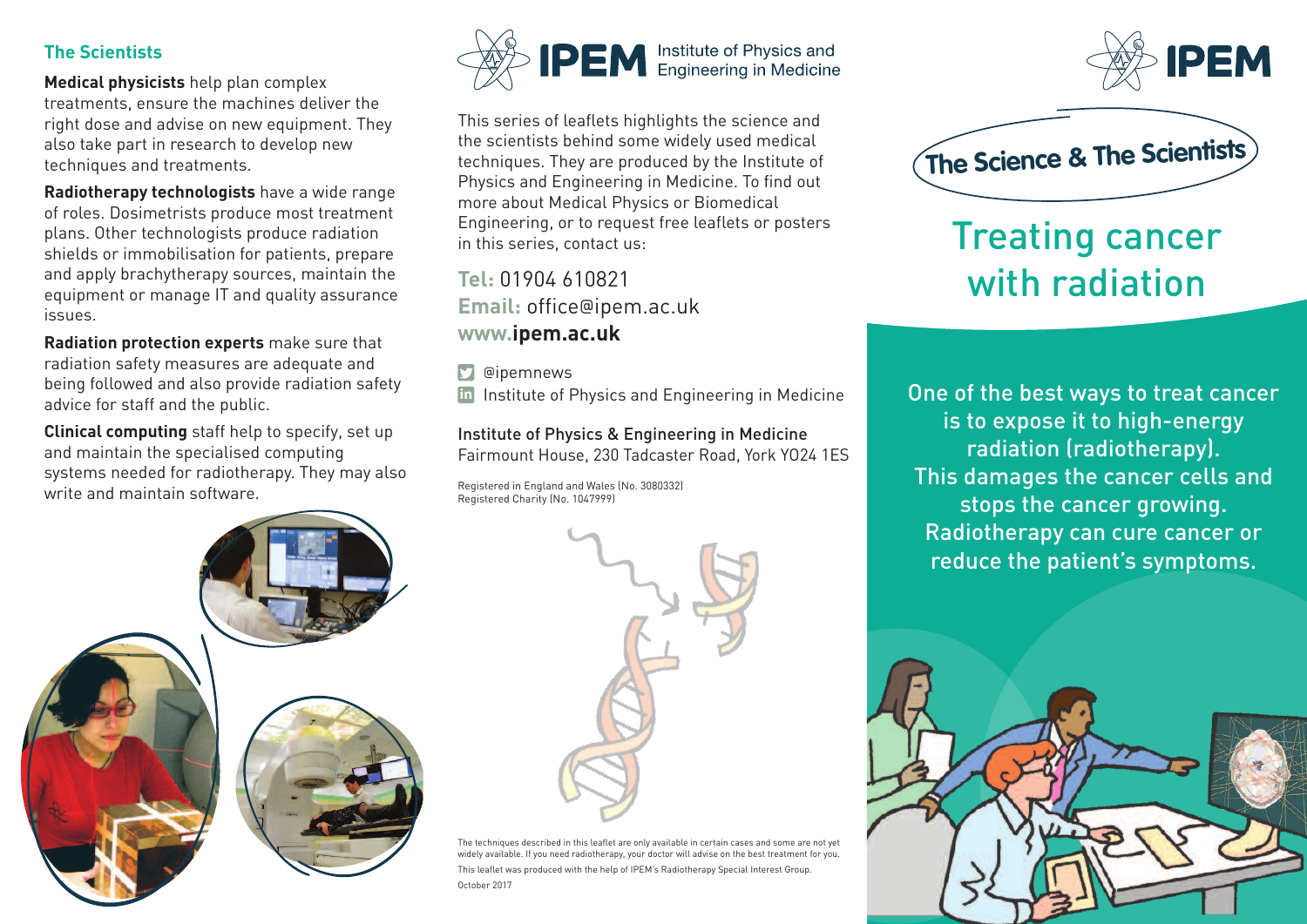## The Scientists

**Medical physicists** help plan complex treatments, ensure the machines deliver the right dose and advise on new equipment. They also take part in research to develop new techniques and treatments.

**Radiotherapy technologists** have a wide range of roles. Dosimetrists produce most treatment plans. Other technologists produce radiation shields or immobilisation for patients, prepare and apply brachytherapy sources, maintain the equipment or manage IT and quality assurance issues.

**Radiation protection experts** make sure that radiation safety measures are adequate and being followed and also provide radiation safety advice for staff and the public.

**Clinical computing** staff help to specify, set up and maintain the specialised computing systems needed for radiotherapy. They may also write and maintain software.

**IPEM** Institute of Physics and Engineering in Medicine

This series of leaflets highlights the science and the scientists behind some widely used medical techniques. They are produced by the Institute of Physics and Engineering in Medicine. To find out more about Medical Physics or Biomedical Engineering, or to request free leaflets or posters in this series, contact us:

**Tel:** 01904 610821
**Email:** office@ipem.ac.uk
**www.ipem.ac.uk**

@ipemnews
Institute of Physics and Engineering in Medicine

Institute of Physics & Engineering in Medicine
Fairmount House, 230 Tadcaster Road, York YO24 1ES

Registered in England and Wales (No. 3080332)
Registered Charity (No. 1047999)

The techniques described in this leaflet are only available in certain cases and some are not yet widely available. If you need radiotherapy, your doctor will advise on the best treatment for you.

This leaflet was produced with the help of IPEM's Radiotherapy Special Interest Group.

October 2017

**IPEM**

The Science & The Scientists

# Treating cancer with radiation

One of the best ways to treat cancer is to expose it to high-energy radiation (radiotherapy). This damages the cancer cells and stops the cancer growing. Radiotherapy can cure cancer or reduce the patient's symptoms.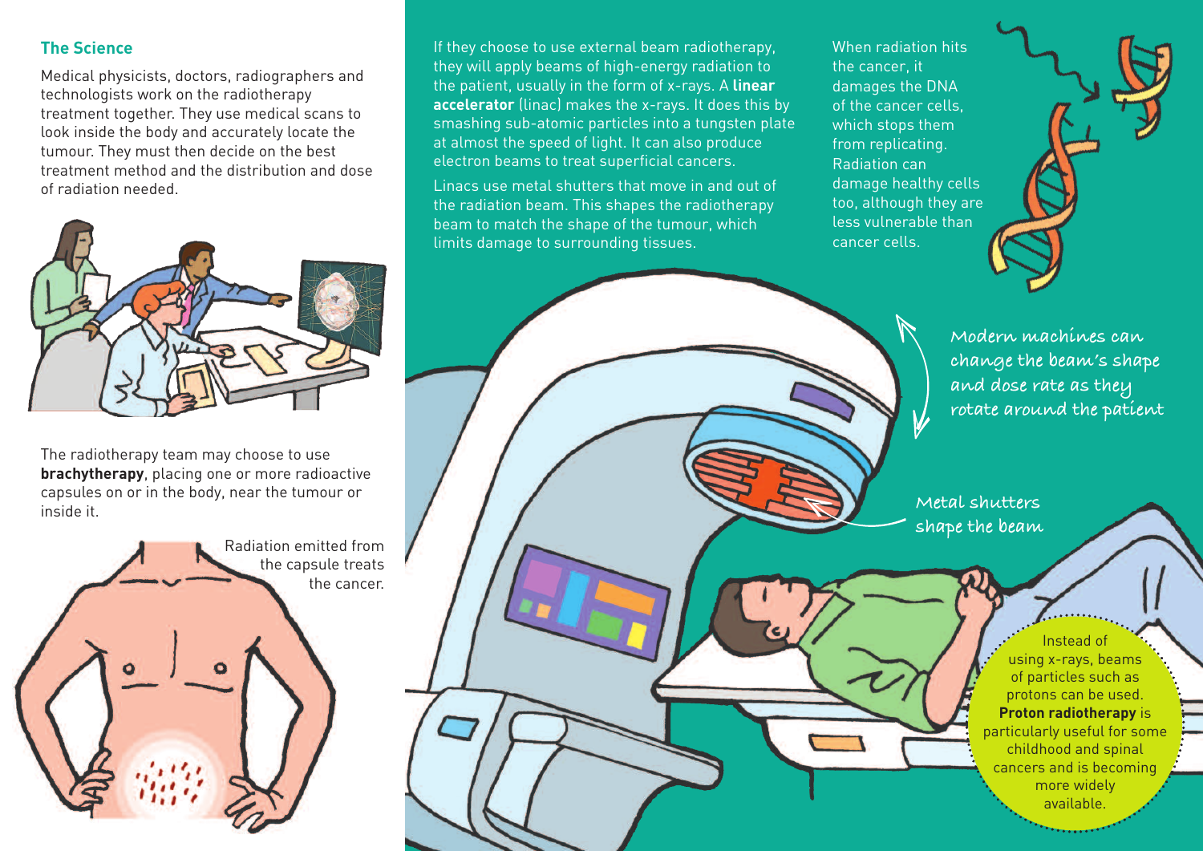## The Science

Medical physicists, doctors, radiographers and technologists work on the radiotherapy treatment together. They use medical scans to look inside the body and accurately locate the tumour. They must then decide on the best treatment method and the distribution and dose of radiation needed.

The radiotherapy team may choose to use **brachytherapy**, placing one or more radioactive capsules on or in the body, near the tumour or inside it.

Radiation emitted from the capsule treats the cancer.

If they choose to use external beam radiotherapy, they will apply beams of high-energy radiation to the patient, usually in the form of x-rays. A **linear accelerator** (linac) makes the x-rays. It does this by smashing sub-atomic particles into a tungsten plate at almost the speed of light. It can also produce electron beams to treat superficial cancers.

Linacs use metal shutters that move in and out of the radiation beam. This shapes the radiotherapy beam to match the shape of the tumour, which limits damage to surrounding tissues.

When radiation hits the cancer, it damages the DNA of the cancer cells, which stops them from replicating. Radiation can damage healthy cells too, although they are less vulnerable than cancer cells.

Modern machines can change the beam's shape and dose rate as they rotate around the patient

Metal shutters shape the beam

Instead of using x-rays, beams of particles such as protons can be used. **Proton radiotherapy** is particularly useful for some childhood and spinal cancers and is becoming more widely available.